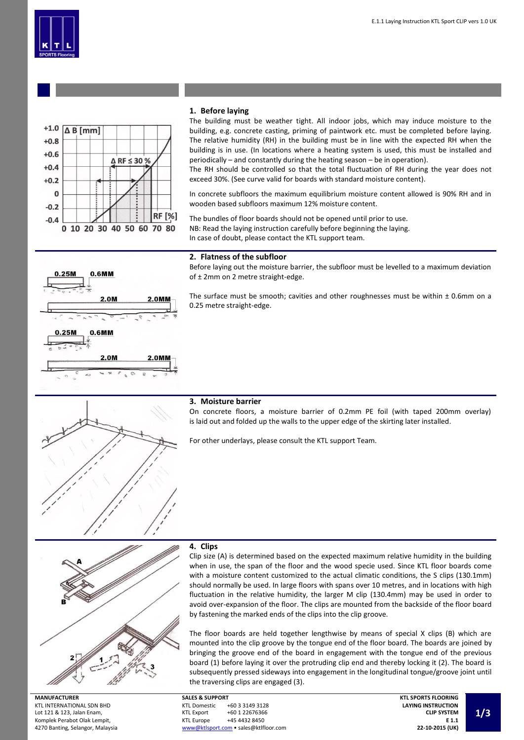## 1. Before laying

The building must be weather tight. All indoor jobs, which may induce moisture to the building, e.g. concrete casting, priming of paintwork etc. must be completed before laying. The relative humidity (RH) in the building must be in line with the expected RH when the building is in use. (In locations where a heating system is used, this must be installed and periodically – and constantly during the heating season – be in operation).

The RH should be controlled so that the total fluctuation of RH during the year does not exceed 30%. (See curve valid for boards with standard moisture content).

In concrete subfloors the maximum equilibrium moisture content allowed is 90% RH and in wooden based subfloors maximum 12% moisture content.

The bundles of floor boards should not be opened until prior to use.
NB: Read the laying instruction carefully before beginning the laying.
In case of doubt, please contact the KTL support team.

## 2. Flatness of the subfloor

Before laying out the moisture barrier, the subfloor must be levelled to a maximum deviation of ± 2mm on 2 metre straight-edge.

The surface must be smooth; cavities and other roughnesses must be within ± 0.6mm on a 0.25 metre straight-edge.

## 3. Moisture barrier

On concrete floors, a moisture barrier of 0.2mm PE foil (with taped 200mm overlay) is laid out and folded up the walls to the upper edge of the skirting later installed.

For other underlays, please consult the KTL support Team.

## 4. Clips

Clip size (A) is determined based on the expected maximum relative humidity in the building when in use, the span of the floor and the wood specie used. Since KTL floor boards come with a moisture content customized to the actual climatic conditions, the S clips (130.1mm) should normally be used. In large floors with spans over 10 metres, and in locations with high fluctuation in the relative humidity, the larger M clip (130.4mm) may be used in order to avoid over-expansion of the floor. The clips are mounted from the backside of the floor board by fastening the marked ends of the clips into the clip groove.

The floor boards are held together lengthwise by means of special X clips (B) which are mounted into the clip groove by the tongue end of the floor board. The boards are joined by bringing the groove end of the board in engagement with the tongue end of the previous board (1) before laying it over the protruding clip end and thereby locking it (2). The board is subsequently pressed sideways into engagement in the longitudinal tongue/groove joint until the traversing clips are engaged (3).

**MANUFACTURER**
KTL INTERNATIONAL SDN BHD
Lot 121 & 123, Jalan Enam,
Komplek Perabot Olak Lempit,
4270 Banting, Selangor, Malaysia

**SALES & SUPPORT**
KTL Domestic +60 3 3149 3128
KTL Export +60 1 22676366
KTL Europe +45 4432 8450
www@ktlsport.com • sales@ktlfloor.com

**KTL SPORTS FLOORING**
**LAYING INSTRUCTION**
**CLIP SYSTEM**
**E 1.1**
**22-10-2015 (UK)**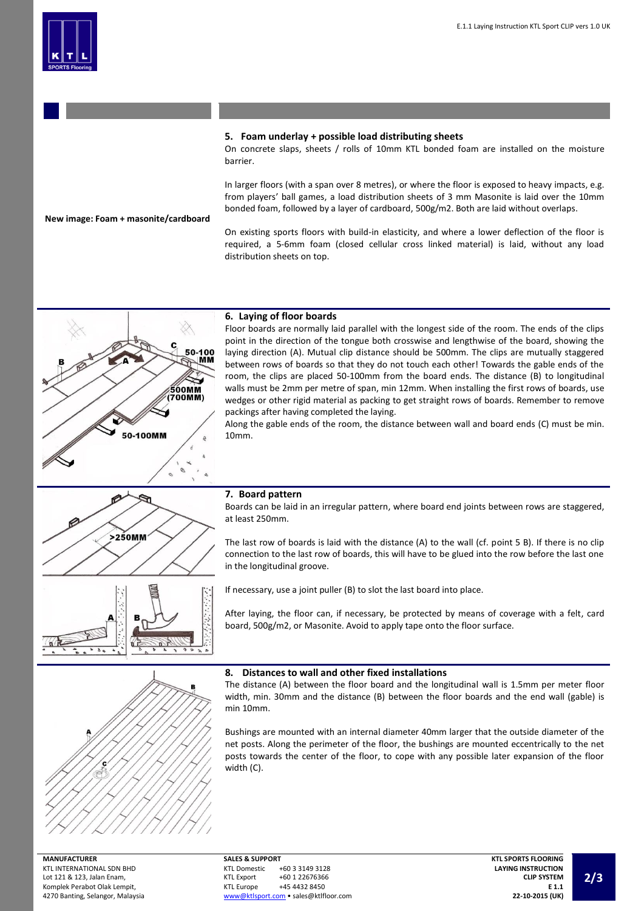## 5. Foam underlay + possible load distributing sheets

On concrete slaps, sheets / rolls of 10mm KTL bonded foam are installed on the moisture barrier.

New image: Foam + masonite/cardboard

In larger floors (with a span over 8 metres), or where the floor is exposed to heavy impacts, e.g. from players' ball games, a load distribution sheets of 3 mm Masonite is laid over the 10mm bonded foam, followed by a layer of cardboard, 500g/m2. Both are laid without overlaps.

On existing sports floors with build-in elasticity, and where a lower deflection of the floor is required, a 5-6mm foam (closed cellular cross linked material) is laid, without any load distribution sheets on top.

## 6. Laying of floor boards

Floor boards are normally laid parallel with the longest side of the room. The ends of the clips point in the direction of the tongue both crosswise and lengthwise of the board, showing the laying direction (A). Mutual clip distance should be 500mm. The clips are mutually staggered between rows of boards so that they do not touch each other! Towards the gable ends of the room, the clips are placed 50-100mm from the board ends. The distance (B) to longitudinal walls must be 2mm per metre of span, min 12mm. When installing the first rows of boards, use wedges or other rigid material as packing to get straight rows of boards. Remember to remove packings after having completed the laying.

Along the gable ends of the room, the distance between wall and board ends (C) must be min. 10mm.

## 7. Board pattern

Boards can be laid in an irregular pattern, where board end joints between rows are staggered, at least 250mm.

The last row of boards is laid with the distance (A) to the wall (cf. point 5 B). If there is no clip connection to the last row of boards, this will have to be glued into the row before the last one in the longitudinal groove.

If necessary, use a joint puller (B) to slot the last board into place.

After laying, the floor can, if necessary, be protected by means of coverage with a felt, card board, 500g/m2, or Masonite. Avoid to apply tape onto the floor surface.

## 8. Distances to wall and other fixed installations

The distance (A) between the floor board and the longitudinal wall is 1.5mm per meter floor width, min. 30mm and the distance (B) between the floor boards and the end wall (gable) is min 10mm.

Bushings are mounted with an internal diameter 40mm larger that the outside diameter of the net posts. Along the perimeter of the floor, the bushings are mounted eccentrically to the net posts towards the center of the floor, to cope with any possible later expansion of the floor width (C).

**MANUFACTURER**
KTL INTERNATIONAL SDN BHD
Lot 121 & 123, Jalan Enam,
Komplek Perabot Olak Lempit,
4270 Banting, Selangor, Malaysia

**SALES & SUPPORT**
KTL Domestic +60 3 3149 3128
KTL Export +60 1 22676366
KTL Europe +45 4432 8450
www@ktlsport.com • sales@ktlfloor.com

**KTL SPORTS FLOORING**
**LAYING INSTRUCTION**
**CLIP SYSTEM**
**E 1.1**
**22-10-2015 (UK)**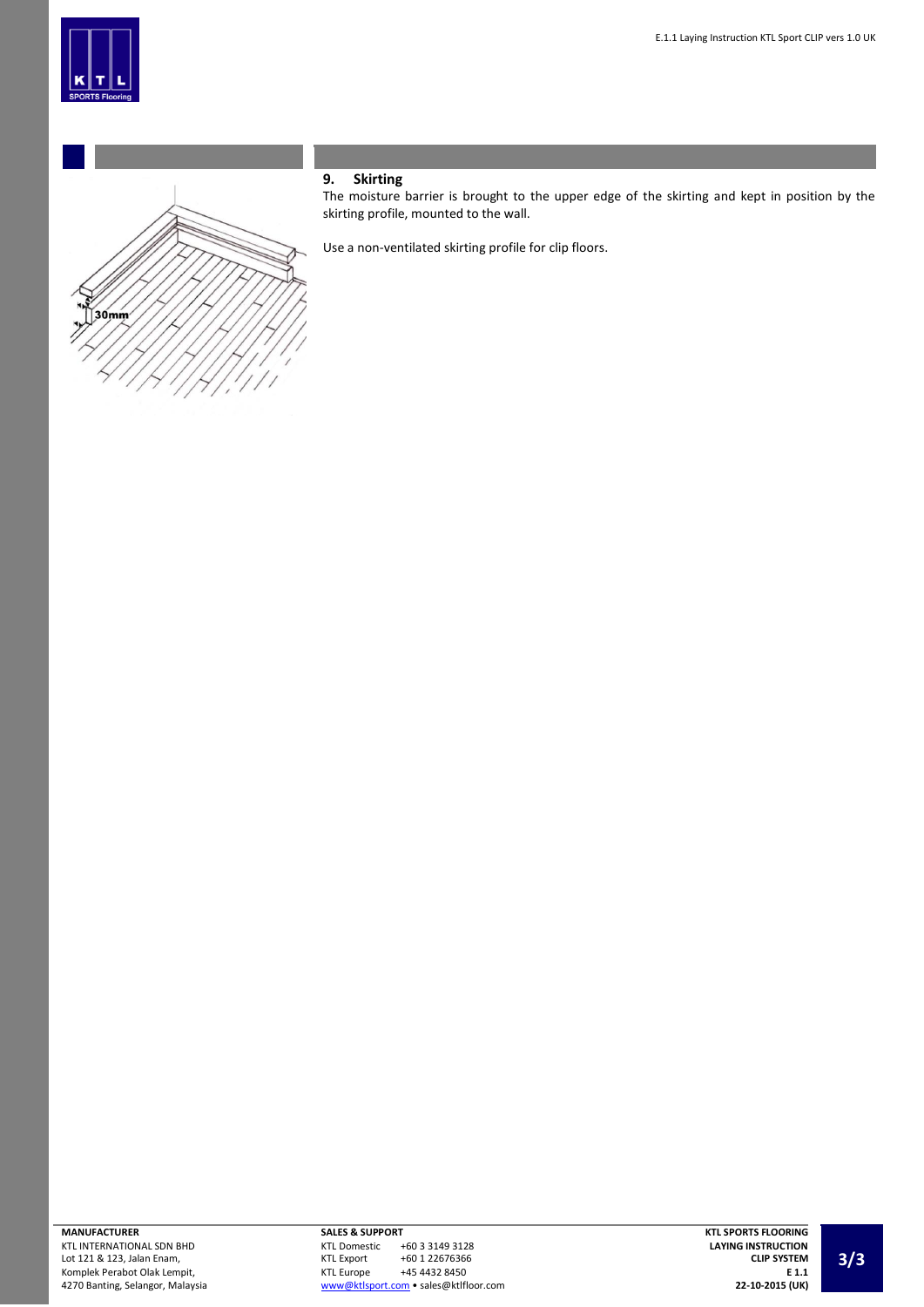## 9. Skirting

The moisture barrier is brought to the upper edge of the skirting and kept in position by the skirting profile, mounted to the wall.

Use a non-ventilated skirting profile for clip floors.

30mm

**MANUFACTURER**
KTL INTERNATIONAL SDN BHD
Lot 121 & 123, Jalan Enam,
Komplek Perabot Olak Lempit,
4270 Banting, Selangor, Malaysia

**SALES & SUPPORT**
KTL Domestic +60 3 3149 3128
KTL Export +60 1 22676366
KTL Europe +45 4432 8450
www@ktlsport.com • sales@ktlfloor.com

**KTL SPORTS FLOORING**
**LAYING INSTRUCTION**
**CLIP SYSTEM**
**E 1.1**
**22-10-2015 (UK)**